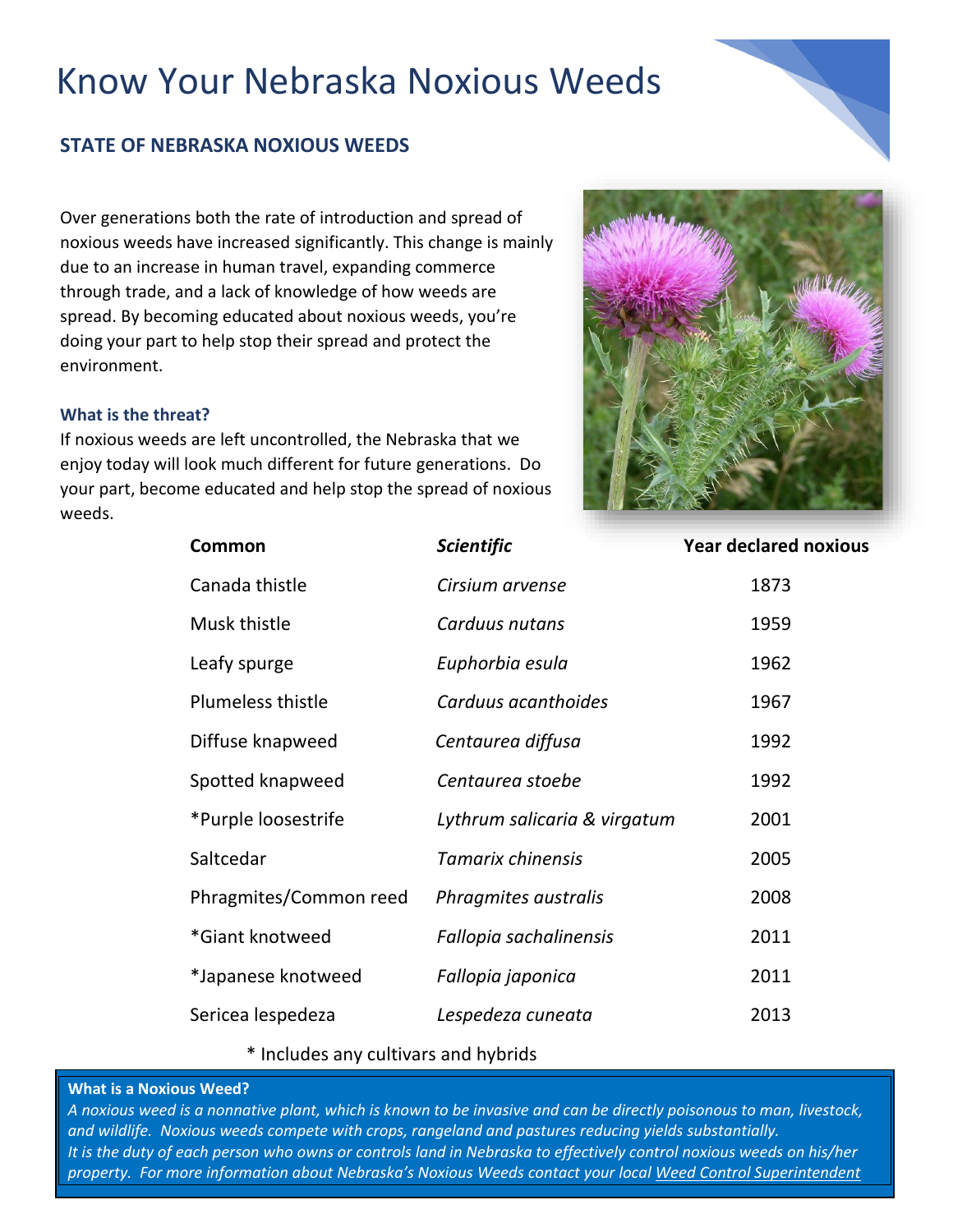# Know Your Nebraska Noxious Weeds

## STATE OF NEBRASKA NOXIOUS WEEDS

Over generations both the rate of introduction and spread of noxious weeds have increased significantly. This change is mainly due to an increase in human travel, expanding commerce through trade, and a lack of knowledge of how weeds are spread. By becoming educated about noxious weeds, you're doing your part to help stop their spread and protect the environment.

### What is the threat?

If noxious weeds are left uncontrolled, the Nebraska that we enjoy today will look much different for future generations. Do your part, become educated and help stop the spread of noxious weeds.

| Common | *Scientific* | Year declared noxious |
|---|---|---|
| Canada thistle | *Cirsium arvense* | 1873 |
| Musk thistle | *Carduus nutans* | 1959 |
| Leafy spurge | *Euphorbia esula* | 1962 |
| Plumeless thistle | *Carduus acanthoides* | 1967 |
| Diffuse knapweed | *Centaurea diffusa* | 1992 |
| Spotted knapweed | *Centaurea stoebe* | 1992 |
| *Purple loosestrife | *Lythrum salicaria & virgatum* | 2001 |
| Saltcedar | *Tamarix chinensis* | 2005 |
| Phragmites/Common reed | *Phragmites australis* | 2008 |
| *Giant knotweed | *Fallopia sachalinensis* | 2011 |
| *Japanese knotweed | *Fallopia japonica* | 2011 |
| Sericea lespedeza | *Lespedeza cuneata* | 2013 |

\* Includes any cultivars and hybrids

**What is a Noxious Weed?**

*A noxious weed is a nonnative plant, which is known to be invasive and can be directly poisonous to man, livestock, and wildlife. Noxious weeds compete with crops, rangeland and pastures reducing yields substantially. It is the duty of each person who owns or controls land in Nebraska to effectively control noxious weeds on his/her property. For more information about Nebraska's Noxious Weeds contact your local Weed Control Superintendent*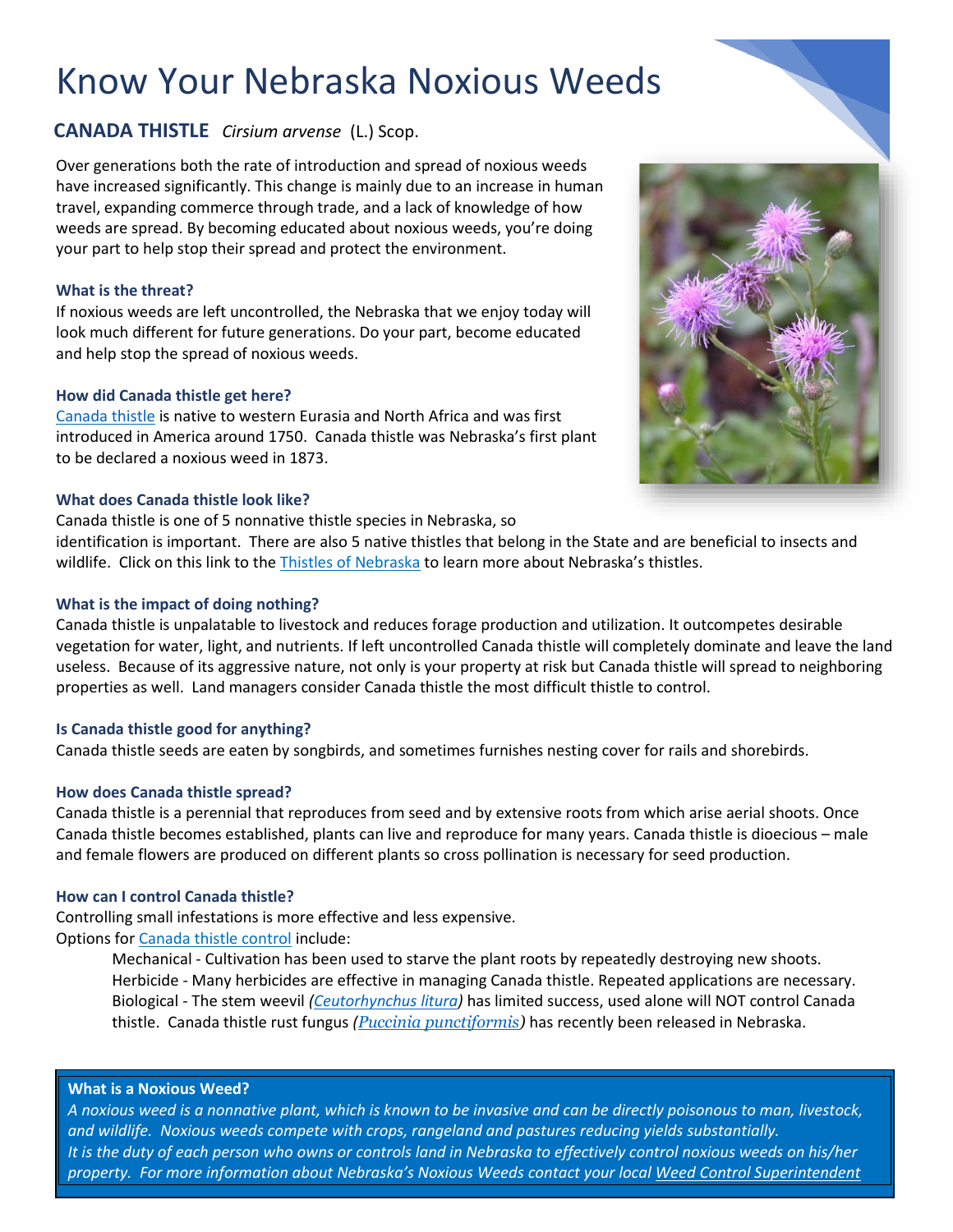# Know Your Nebraska Noxious Weeds

## CANADA THISTLE *Cirsium arvense* (L.) Scop.

Over generations both the rate of introduction and spread of noxious weeds have increased significantly. This change is mainly due to an increase in human travel, expanding commerce through trade, and a lack of knowledge of how weeds are spread. By becoming educated about noxious weeds, you're doing your part to help stop their spread and protect the environment.

### What is the threat?

If noxious weeds are left uncontrolled, the Nebraska that we enjoy today will look much different for future generations. Do your part, become educated and help stop the spread of noxious weeds.

### How did Canada thistle get here?

Canada thistle is native to western Eurasia and North Africa and was first introduced in America around 1750. Canada thistle was Nebraska's first plant to be declared a noxious weed in 1873.

### What does Canada thistle look like?

Canada thistle is one of 5 nonnative thistle species in Nebraska, so identification is important. There are also 5 native thistles that belong in the State and are beneficial to insects and wildlife. Click on this link to the Thistles of Nebraska to learn more about Nebraska's thistles.

### What is the impact of doing nothing?

Canada thistle is unpalatable to livestock and reduces forage production and utilization. It outcompetes desirable vegetation for water, light, and nutrients. If left uncontrolled Canada thistle will completely dominate and leave the land useless. Because of its aggressive nature, not only is your property at risk but Canada thistle will spread to neighboring properties as well. Land managers consider Canada thistle the most difficult thistle to control.

### Is Canada thistle good for anything?

Canada thistle seeds are eaten by songbirds, and sometimes furnishes nesting cover for rails and shorebirds.

### How does Canada thistle spread?

Canada thistle is a perennial that reproduces from seed and by extensive roots from which arise aerial shoots. Once Canada thistle becomes established, plants can live and reproduce for many years. Canada thistle is dioecious – male and female flowers are produced on different plants so cross pollination is necessary for seed production.

### How can I control Canada thistle?

Controlling small infestations is more effective and less expensive.

Options for Canada thistle control include:

- Mechanical - Cultivation has been used to starve the plant roots by repeatedly destroying new shoots.
- Herbicide - Many herbicides are effective in managing Canada thistle. Repeated applications are necessary.
- Biological - The stem weevil *(Ceutorhynchus litura)* has limited success, used alone will NOT control Canada thistle. Canada thistle rust fungus *(Puccinia punctiformis)* has recently been released in Nebraska.

**What is a Noxious Weed?**

*A noxious weed is a nonnative plant, which is known to be invasive and can be directly poisonous to man, livestock, and wildlife. Noxious weeds compete with crops, rangeland and pastures reducing yields substantially.*
*It is the duty of each person who owns or controls land in Nebraska to effectively control noxious weeds on his/her property. For more information about Nebraska's Noxious Weeds contact your local Weed Control Superintendent*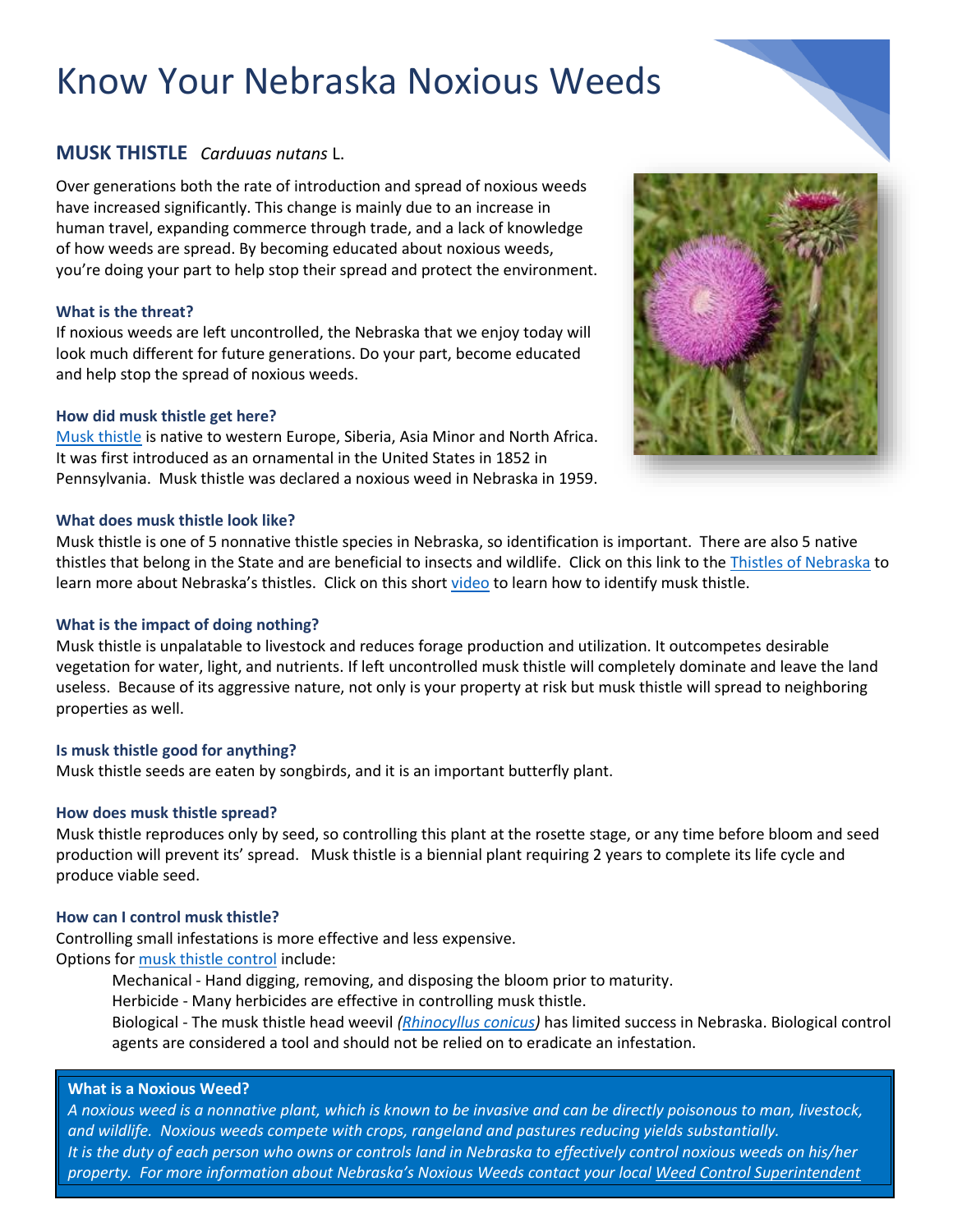# Know Your Nebraska Noxious Weeds

## MUSK THISTLE *Carduuas nutans* L.

Over generations both the rate of introduction and spread of noxious weeds have increased significantly. This change is mainly due to an increase in human travel, expanding commerce through trade, and a lack of knowledge of how weeds are spread. By becoming educated about noxious weeds, you're doing your part to help stop their spread and protect the environment.

### What is the threat?

If noxious weeds are left uncontrolled, the Nebraska that we enjoy today will look much different for future generations. Do your part, become educated and help stop the spread of noxious weeds.

### How did musk thistle get here?

Musk thistle is native to western Europe, Siberia, Asia Minor and North Africa. It was first introduced as an ornamental in the United States in 1852 in Pennsylvania. Musk thistle was declared a noxious weed in Nebraska in 1959.

### What does musk thistle look like?

Musk thistle is one of 5 nonnative thistle species in Nebraska, so identification is important. There are also 5 native thistles that belong in the State and are beneficial to insects and wildlife. Click on this link to the Thistles of Nebraska to learn more about Nebraska's thistles. Click on this short video to learn how to identify musk thistle.

### What is the impact of doing nothing?

Musk thistle is unpalatable to livestock and reduces forage production and utilization. It outcompetes desirable vegetation for water, light, and nutrients. If left uncontrolled musk thistle will completely dominate and leave the land useless. Because of its aggressive nature, not only is your property at risk but musk thistle will spread to neighboring properties as well.

### Is musk thistle good for anything?

Musk thistle seeds are eaten by songbirds, and it is an important butterfly plant.

### How does musk thistle spread?

Musk thistle reproduces only by seed, so controlling this plant at the rosette stage, or any time before bloom and seed production will prevent its' spread. Musk thistle is a biennial plant requiring 2 years to complete its life cycle and produce viable seed.

### How can I control musk thistle?

Controlling small infestations is more effective and less expensive.

Options for musk thistle control include:

- Mechanical - Hand digging, removing, and disposing the bloom prior to maturity.
- Herbicide - Many herbicides are effective in controlling musk thistle.
- Biological - The musk thistle head weevil *(Rhinocyllus conicus)* has limited success in Nebraska. Biological control agents are considered a tool and should not be relied on to eradicate an infestation.

**What is a Noxious Weed?**

*A noxious weed is a nonnative plant, which is known to be invasive and can be directly poisonous to man, livestock, and wildlife. Noxious weeds compete with crops, rangeland and pastures reducing yields substantially.*

*It is the duty of each person who owns or controls land in Nebraska to effectively control noxious weeds on his/her property. For more information about Nebraska's Noxious Weeds contact your local Weed Control Superintendent*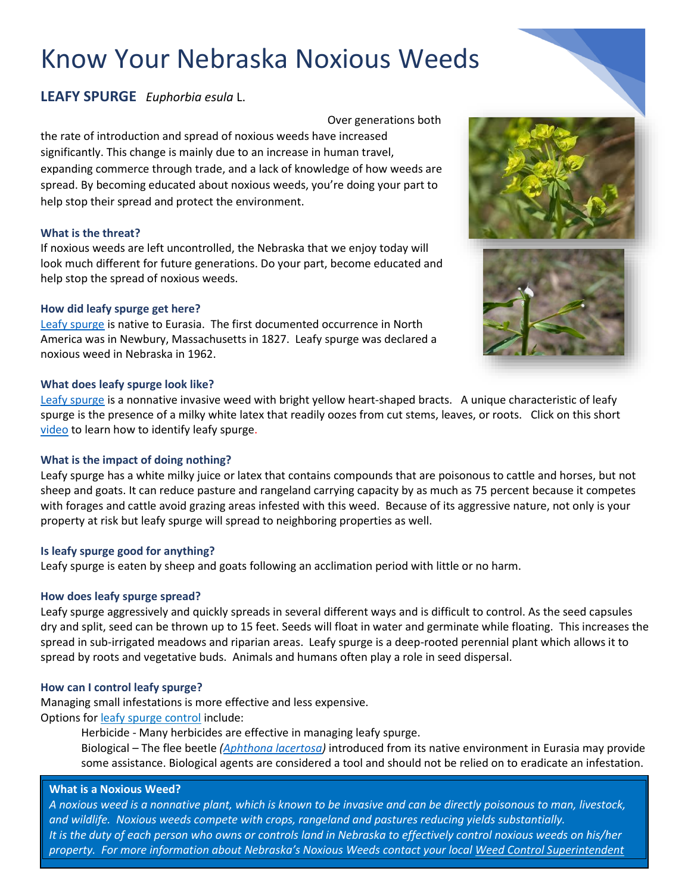# Know Your Nebraska Noxious Weeds

## LEAFY SPURGE *Euphorbia esula* L.

Over generations both the rate of introduction and spread of noxious weeds have increased significantly. This change is mainly due to an increase in human travel, expanding commerce through trade, and a lack of knowledge of how weeds are spread. By becoming educated about noxious weeds, you're doing your part to help stop their spread and protect the environment.

### What is the threat?

If noxious weeds are left uncontrolled, the Nebraska that we enjoy today will look much different for future generations. Do your part, become educated and help stop the spread of noxious weeds.

### How did leafy spurge get here?

Leafy spurge is native to Eurasia. The first documented occurrence in North America was in Newbury, Massachusetts in 1827. Leafy spurge was declared a noxious weed in Nebraska in 1962.

### What does leafy spurge look like?

Leafy spurge is a nonnative invasive weed with bright yellow heart-shaped bracts. A unique characteristic of leafy spurge is the presence of a milky white latex that readily oozes from cut stems, leaves, or roots. Click on this short video to learn how to identify leafy spurge.

### What is the impact of doing nothing?

Leafy spurge has a white milky juice or latex that contains compounds that are poisonous to cattle and horses, but not sheep and goats. It can reduce pasture and rangeland carrying capacity by as much as 75 percent because it competes with forages and cattle avoid grazing areas infested with this weed. Because of its aggressive nature, not only is your property at risk but leafy spurge will spread to neighboring properties as well.

### Is leafy spurge good for anything?

Leafy spurge is eaten by sheep and goats following an acclimation period with little or no harm.

### How does leafy spurge spread?

Leafy spurge aggressively and quickly spreads in several different ways and is difficult to control. As the seed capsules dry and split, seed can be thrown up to 15 feet. Seeds will float in water and germinate while floating. This increases the spread in sub-irrigated meadows and riparian areas. Leafy spurge is a deep-rooted perennial plant which allows it to spread by roots and vegetative buds. Animals and humans often play a role in seed dispersal.

### How can I control leafy spurge?

Managing small infestations is more effective and less expensive.

Options for leafy spurge control include:

- Herbicide - Many herbicides are effective in managing leafy spurge.
- Biological – The flee beetle *(Aphthona lacertosa)* introduced from its native environment in Eurasia may provide some assistance. Biological agents are considered a tool and should not be relied on to eradicate an infestation.

**What is a Noxious Weed?**

*A noxious weed is a nonnative plant, which is known to be invasive and can be directly poisonous to man, livestock, and wildlife. Noxious weeds compete with crops, rangeland and pastures reducing yields substantially.*

*It is the duty of each person who owns or controls land in Nebraska to effectively control noxious weeds on his/her property. For more information about Nebraska's Noxious Weeds contact your local Weed Control Superintendent*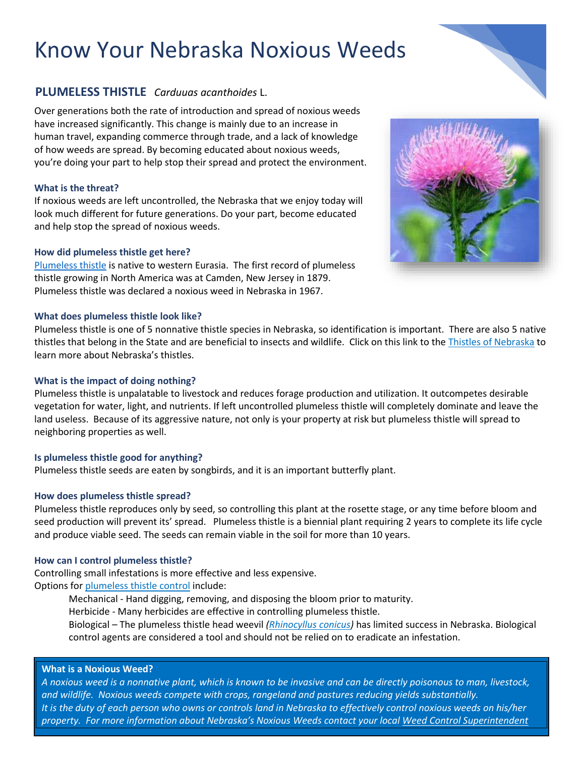# Know Your Nebraska Noxious Weeds

## PLUMELESS THISTLE *Carduuas acanthoides* L.

Over generations both the rate of introduction and spread of noxious weeds have increased significantly. This change is mainly due to an increase in human travel, expanding commerce through trade, and a lack of knowledge of how weeds are spread. By becoming educated about noxious weeds, you're doing your part to help stop their spread and protect the environment.

### What is the threat?

If noxious weeds are left uncontrolled, the Nebraska that we enjoy today will look much different for future generations. Do your part, become educated and help stop the spread of noxious weeds.

### How did plumeless thistle get here?

Plumeless thistle is native to western Eurasia. The first record of plumeless thistle growing in North America was at Camden, New Jersey in 1879. Plumeless thistle was declared a noxious weed in Nebraska in 1967.

### What does plumeless thistle look like?

Plumeless thistle is one of 5 nonnative thistle species in Nebraska, so identification is important. There are also 5 native thistles that belong in the State and are beneficial to insects and wildlife. Click on this link to the Thistles of Nebraska to learn more about Nebraska's thistles.

### What is the impact of doing nothing?

Plumeless thistle is unpalatable to livestock and reduces forage production and utilization. It outcompetes desirable vegetation for water, light, and nutrients. If left uncontrolled plumeless thistle will completely dominate and leave the land useless. Because of its aggressive nature, not only is your property at risk but plumeless thistle will spread to neighboring properties as well.

### Is plumeless thistle good for anything?

Plumeless thistle seeds are eaten by songbirds, and it is an important butterfly plant.

### How does plumeless thistle spread?

Plumeless thistle reproduces only by seed, so controlling this plant at the rosette stage, or any time before bloom and seed production will prevent its' spread. Plumeless thistle is a biennial plant requiring 2 years to complete its life cycle and produce viable seed. The seeds can remain viable in the soil for more than 10 years.

### How can I control plumeless thistle?

Controlling small infestations is more effective and less expensive.

Options for plumeless thistle control include:

- Mechanical - Hand digging, removing, and disposing the bloom prior to maturity.
- Herbicide - Many herbicides are effective in controlling plumeless thistle.
- Biological – The plumeless thistle head weevil *(Rhinocyllus conicus)* has limited success in Nebraska. Biological control agents are considered a tool and should not be relied on to eradicate an infestation.

---

**What is a Noxious Weed?**

*A noxious weed is a nonnative plant, which is known to be invasive and can be directly poisonous to man, livestock, and wildlife. Noxious weeds compete with crops, rangeland and pastures reducing yields substantially.*
*It is the duty of each person who owns or controls land in Nebraska to effectively control noxious weeds on his/her property. For more information about Nebraska's Noxious Weeds contact your local Weed Control Superintendent*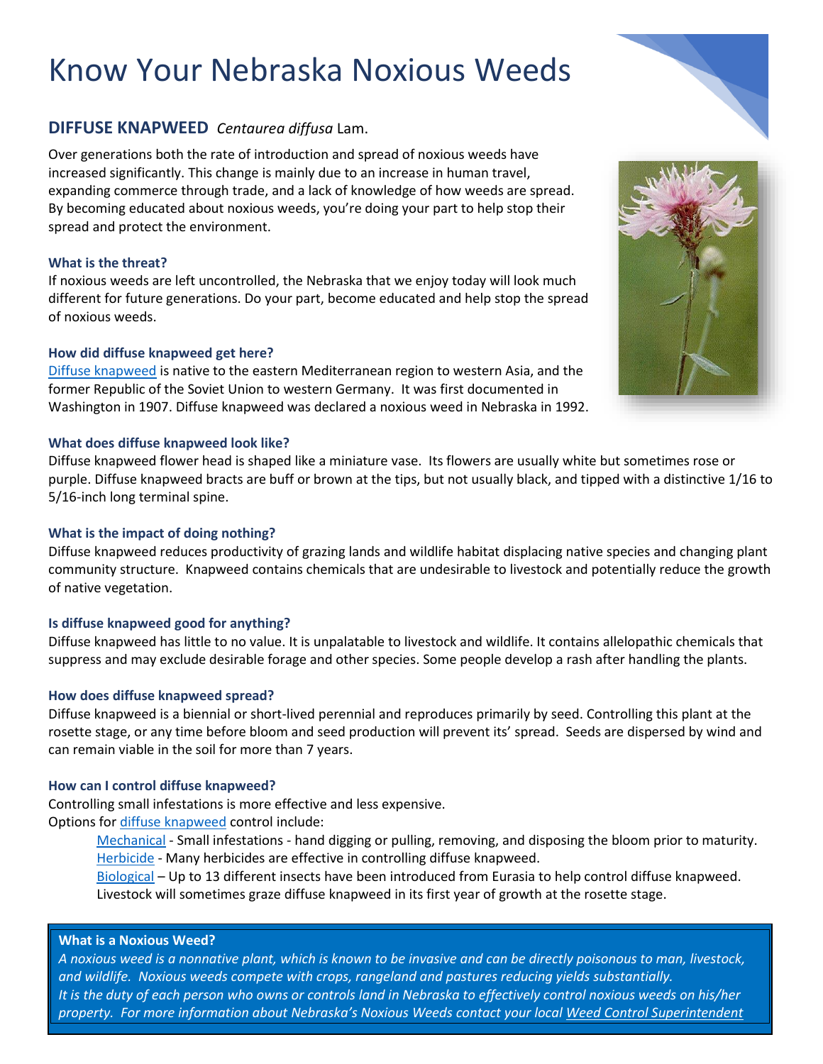# Know Your Nebraska Noxious Weeds

## DIFFUSE KNAPWEED *Centaurea diffusa* Lam.

Over generations both the rate of introduction and spread of noxious weeds have increased significantly. This change is mainly due to an increase in human travel, expanding commerce through trade, and a lack of knowledge of how weeds are spread. By becoming educated about noxious weeds, you're doing your part to help stop their spread and protect the environment.

### What is the threat?

If noxious weeds are left uncontrolled, the Nebraska that we enjoy today will look much different for future generations. Do your part, become educated and help stop the spread of noxious weeds.

### How did diffuse knapweed get here?

Diffuse knapweed is native to the eastern Mediterranean region to western Asia, and the former Republic of the Soviet Union to western Germany. It was first documented in Washington in 1907. Diffuse knapweed was declared a noxious weed in Nebraska in 1992.

### What does diffuse knapweed look like?

Diffuse knapweed flower head is shaped like a miniature vase. Its flowers are usually white but sometimes rose or purple. Diffuse knapweed bracts are buff or brown at the tips, but not usually black, and tipped with a distinctive 1/16 to 5/16-inch long terminal spine.

### What is the impact of doing nothing?

Diffuse knapweed reduces productivity of grazing lands and wildlife habitat displacing native species and changing plant community structure. Knapweed contains chemicals that are undesirable to livestock and potentially reduce the growth of native vegetation.

### Is diffuse knapweed good for anything?

Diffuse knapweed has little to no value. It is unpalatable to livestock and wildlife. It contains allelopathic chemicals that suppress and may exclude desirable forage and other species. Some people develop a rash after handling the plants.

### How does diffuse knapweed spread?

Diffuse knapweed is a biennial or short-lived perennial and reproduces primarily by seed. Controlling this plant at the rosette stage, or any time before bloom and seed production will prevent its' spread. Seeds are dispersed by wind and can remain viable in the soil for more than 7 years.

### How can I control diffuse knapweed?

Controlling small infestations is more effective and less expensive.
Options for diffuse knapweed control include:

- Mechanical - Small infestations - hand digging or pulling, removing, and disposing the bloom prior to maturity.
- Herbicide - Many herbicides are effective in controlling diffuse knapweed.
- Biological – Up to 13 different insects have been introduced from Eurasia to help control diffuse knapweed. Livestock will sometimes graze diffuse knapweed in its first year of growth at the rosette stage.

---

**What is a Noxious Weed?**

*A noxious weed is a nonnative plant, which is known to be invasive and can be directly poisonous to man, livestock, and wildlife. Noxious weeds compete with crops, rangeland and pastures reducing yields substantially.*
*It is the duty of each person who owns or controls land in Nebraska to effectively control noxious weeds on his/her property. For more information about Nebraska's Noxious Weeds contact your local Weed Control Superintendent*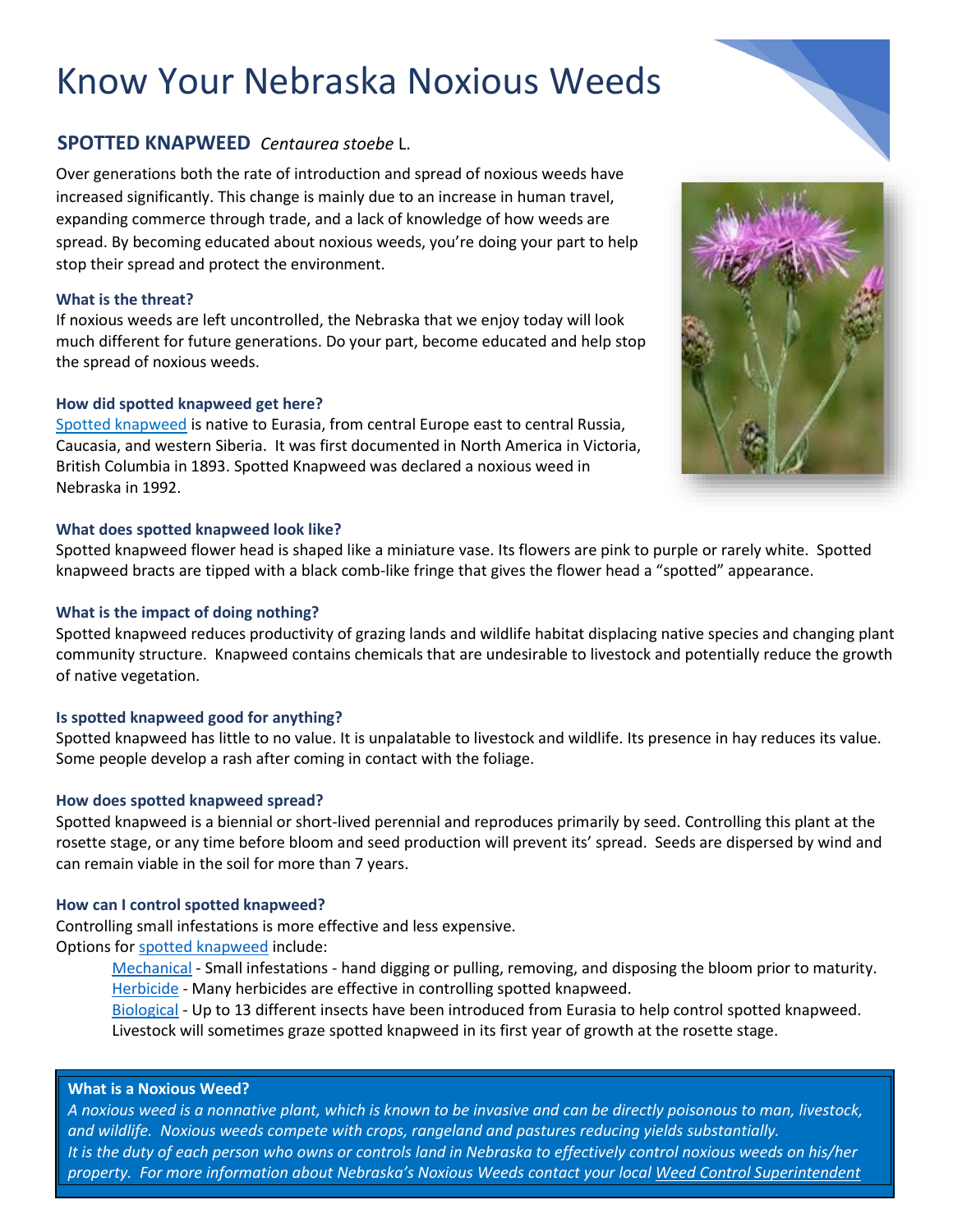# Know Your Nebraska Noxious Weeds

## SPOTTED KNAPWEED *Centaurea stoebe* L.

Over generations both the rate of introduction and spread of noxious weeds have increased significantly. This change is mainly due to an increase in human travel, expanding commerce through trade, and a lack of knowledge of how weeds are spread. By becoming educated about noxious weeds, you're doing your part to help stop their spread and protect the environment.

### What is the threat?

If noxious weeds are left uncontrolled, the Nebraska that we enjoy today will look much different for future generations. Do your part, become educated and help stop the spread of noxious weeds.

### How did spotted knapweed get here?

Spotted knapweed is native to Eurasia, from central Europe east to central Russia, Caucasia, and western Siberia. It was first documented in North America in Victoria, British Columbia in 1893. Spotted Knapweed was declared a noxious weed in Nebraska in 1992.

### What does spotted knapweed look like?

Spotted knapweed flower head is shaped like a miniature vase. Its flowers are pink to purple or rarely white. Spotted knapweed bracts are tipped with a black comb-like fringe that gives the flower head a "spotted" appearance.

### What is the impact of doing nothing?

Spotted knapweed reduces productivity of grazing lands and wildlife habitat displacing native species and changing plant community structure. Knapweed contains chemicals that are undesirable to livestock and potentially reduce the growth of native vegetation.

### Is spotted knapweed good for anything?

Spotted knapweed has little to no value. It is unpalatable to livestock and wildlife. Its presence in hay reduces its value. Some people develop a rash after coming in contact with the foliage.

### How does spotted knapweed spread?

Spotted knapweed is a biennial or short-lived perennial and reproduces primarily by seed. Controlling this plant at the rosette stage, or any time before bloom and seed production will prevent its' spread. Seeds are dispersed by wind and can remain viable in the soil for more than 7 years.

### How can I control spotted knapweed?

Controlling small infestations is more effective and less expensive.

Options for spotted knapweed include:

- Mechanical - Small infestations - hand digging or pulling, removing, and disposing the bloom prior to maturity.
- Herbicide - Many herbicides are effective in controlling spotted knapweed.
- Biological - Up to 13 different insects have been introduced from Eurasia to help control spotted knapweed. Livestock will sometimes graze spotted knapweed in its first year of growth at the rosette stage.

**What is a Noxious Weed?**

*A noxious weed is a nonnative plant, which is known to be invasive and can be directly poisonous to man, livestock, and wildlife. Noxious weeds compete with crops, rangeland and pastures reducing yields substantially.*
*It is the duty of each person who owns or controls land in Nebraska to effectively control noxious weeds on his/her property. For more information about Nebraska's Noxious Weeds contact your local Weed Control Superintendent*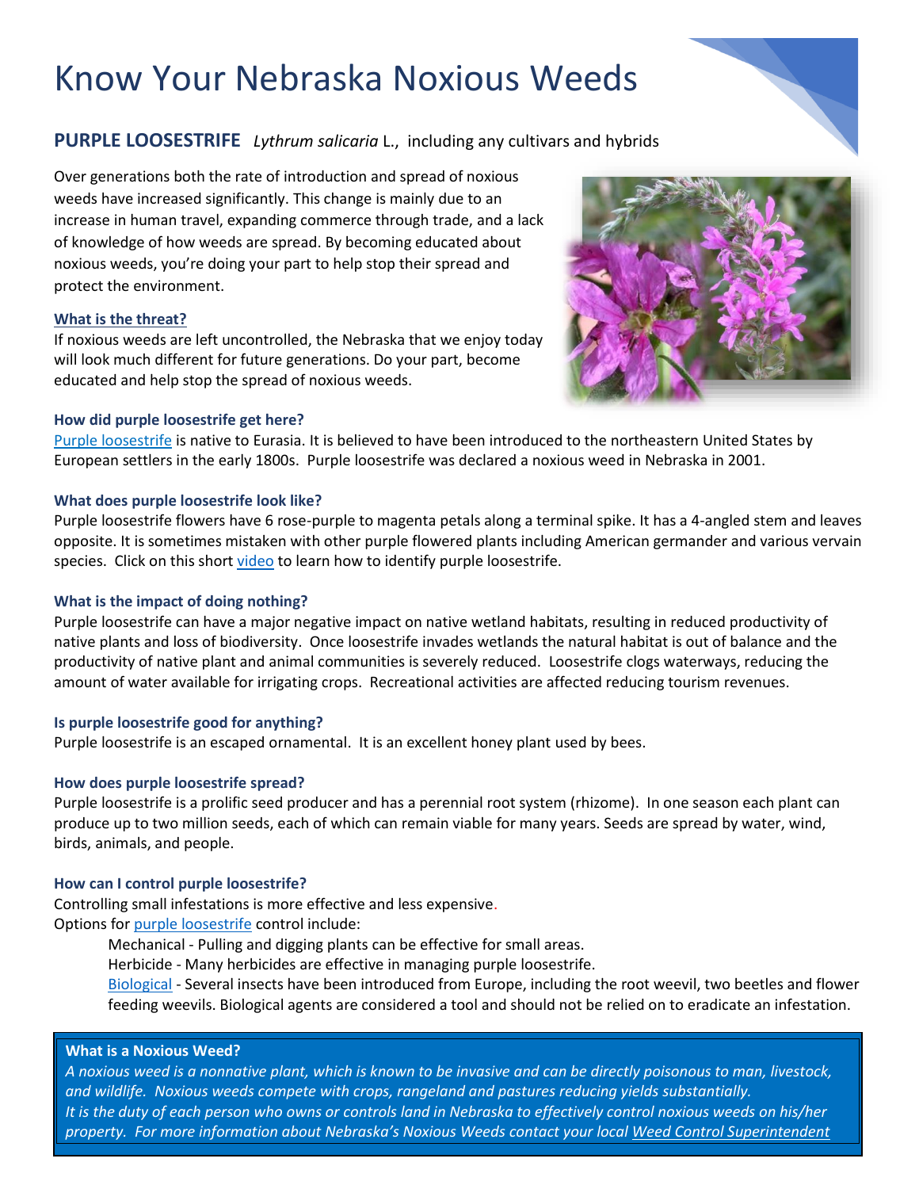# Know Your Nebraska Noxious Weeds

## PURPLE LOOSESTRIFE *Lythrum salicaria* L., including any cultivars and hybrids

Over generations both the rate of introduction and spread of noxious weeds have increased significantly. This change is mainly due to an increase in human travel, expanding commerce through trade, and a lack of knowledge of how weeds are spread. By becoming educated about noxious weeds, you're doing your part to help stop their spread and protect the environment.

**What is the threat?**

If noxious weeds are left uncontrolled, the Nebraska that we enjoy today will look much different for future generations. Do your part, become educated and help stop the spread of noxious weeds.

### How did purple loosestrife get here?

Purple loosestrife is native to Eurasia. It is believed to have been introduced to the northeastern United States by European settlers in the early 1800s. Purple loosestrife was declared a noxious weed in Nebraska in 2001.

### What does purple loosestrife look like?

Purple loosestrife flowers have 6 rose-purple to magenta petals along a terminal spike. It has a 4-angled stem and leaves opposite. It is sometimes mistaken with other purple flowered plants including American germander and various vervain species. Click on this short video to learn how to identify purple loosestrife.

### What is the impact of doing nothing?

Purple loosestrife can have a major negative impact on native wetland habitats, resulting in reduced productivity of native plants and loss of biodiversity. Once loosestrife invades wetlands the natural habitat is out of balance and the productivity of native plant and animal communities is severely reduced. Loosestrife clogs waterways, reducing the amount of water available for irrigating crops. Recreational activities are affected reducing tourism revenues.

### Is purple loosestrife good for anything?

Purple loosestrife is an escaped ornamental. It is an excellent honey plant used by bees.

### How does purple loosestrife spread?

Purple loosestrife is a prolific seed producer and has a perennial root system (rhizome). In one season each plant can produce up to two million seeds, each of which can remain viable for many years. Seeds are spread by water, wind, birds, animals, and people.

### How can I control purple loosestrife?

Controlling small infestations is more effective and less expensive.

Options for purple loosestrife control include:

- Mechanical - Pulling and digging plants can be effective for small areas.
- Herbicide - Many herbicides are effective in managing purple loosestrife.
- Biological - Several insects have been introduced from Europe, including the root weevil, two beetles and flower feeding weevils. Biological agents are considered a tool and should not be relied on to eradicate an infestation.

**What is a Noxious Weed?**

*A noxious weed is a nonnative plant, which is known to be invasive and can be directly poisonous to man, livestock, and wildlife. Noxious weeds compete with crops, rangeland and pastures reducing yields substantially.*
*It is the duty of each person who owns or controls land in Nebraska to effectively control noxious weeds on his/her property. For more information about Nebraska's Noxious Weeds contact your local Weed Control Superintendent*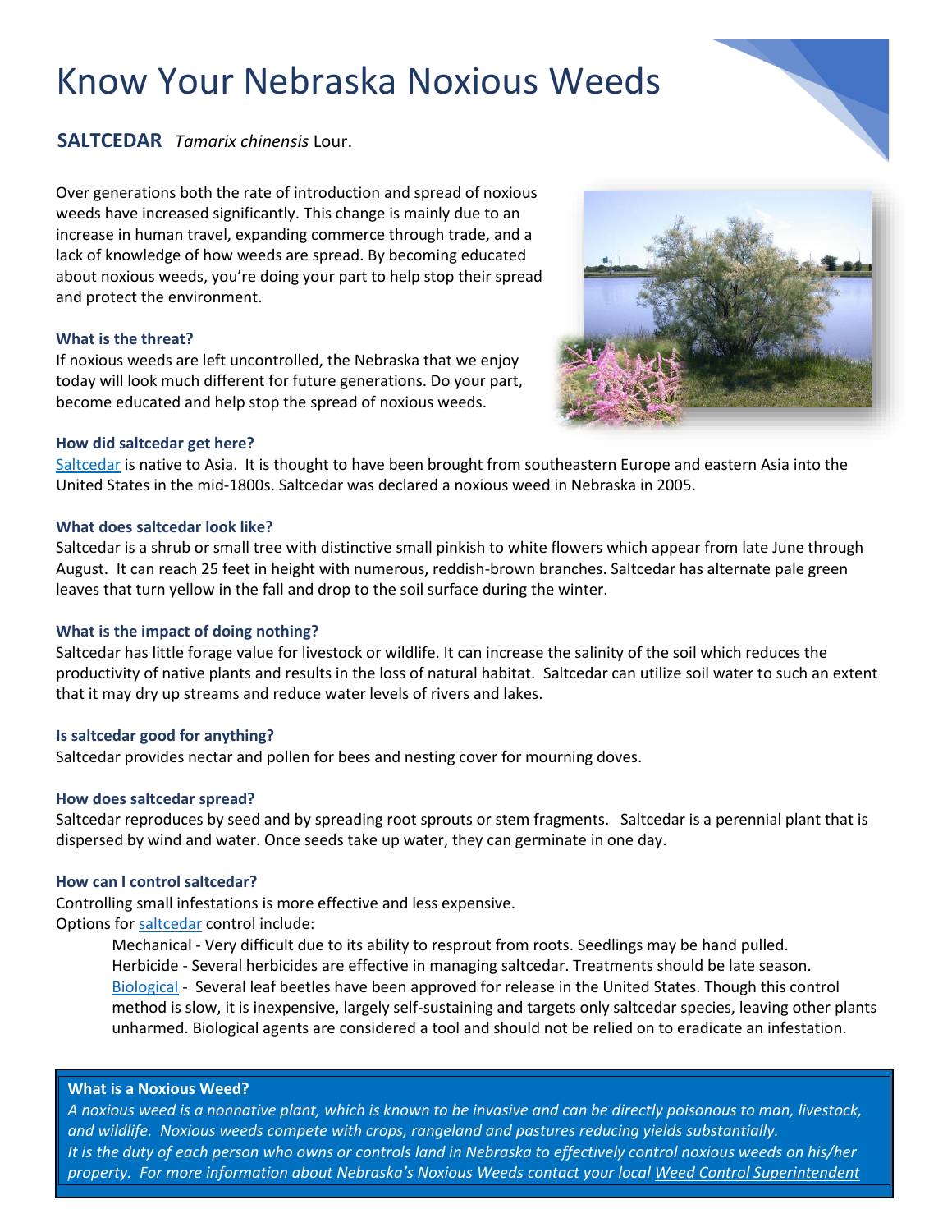# Know Your Nebraska Noxious Weeds

## **SALTCEDAR** *Tamarix chinensis* Lour.

Over generations both the rate of introduction and spread of noxious weeds have increased significantly. This change is mainly due to an increase in human travel, expanding commerce through trade, and a lack of knowledge of how weeds are spread. By becoming educated about noxious weeds, you're doing your part to help stop their spread and protect the environment.

### What is the threat?

If noxious weeds are left uncontrolled, the Nebraska that we enjoy today will look much different for future generations. Do your part, become educated and help stop the spread of noxious weeds.

### How did saltcedar get here?

Saltcedar is native to Asia. It is thought to have been brought from southeastern Europe and eastern Asia into the United States in the mid-1800s. Saltcedar was declared a noxious weed in Nebraska in 2005.

### What does saltcedar look like?

Saltcedar is a shrub or small tree with distinctive small pinkish to white flowers which appear from late June through August. It can reach 25 feet in height with numerous, reddish-brown branches. Saltcedar has alternate pale green leaves that turn yellow in the fall and drop to the soil surface during the winter.

### What is the impact of doing nothing?

Saltcedar has little forage value for livestock or wildlife. It can increase the salinity of the soil which reduces the productivity of native plants and results in the loss of natural habitat. Saltcedar can utilize soil water to such an extent that it may dry up streams and reduce water levels of rivers and lakes.

### Is saltcedar good for anything?

Saltcedar provides nectar and pollen for bees and nesting cover for mourning doves.

### How does saltcedar spread?

Saltcedar reproduces by seed and by spreading root sprouts or stem fragments. Saltcedar is a perennial plant that is dispersed by wind and water. Once seeds take up water, they can germinate in one day.

### How can I control saltcedar?

Controlling small infestations is more effective and less expensive.

Options for saltcedar control include:

- Mechanical - Very difficult due to its ability to resprout from roots. Seedlings may be hand pulled.
- Herbicide - Several herbicides are effective in managing saltcedar. Treatments should be late season.
- Biological - Several leaf beetles have been approved for release in the United States. Though this control method is slow, it is inexpensive, largely self-sustaining and targets only saltcedar species, leaving other plants unharmed. Biological agents are considered a tool and should not be relied on to eradicate an infestation.

---

**What is a Noxious Weed?**

*A noxious weed is a nonnative plant, which is known to be invasive and can be directly poisonous to man, livestock, and wildlife. Noxious weeds compete with crops, rangeland and pastures reducing yields substantially. It is the duty of each person who owns or controls land in Nebraska to effectively control noxious weeds on his/her property. For more information about Nebraska's Noxious Weeds contact your local Weed Control Superintendent*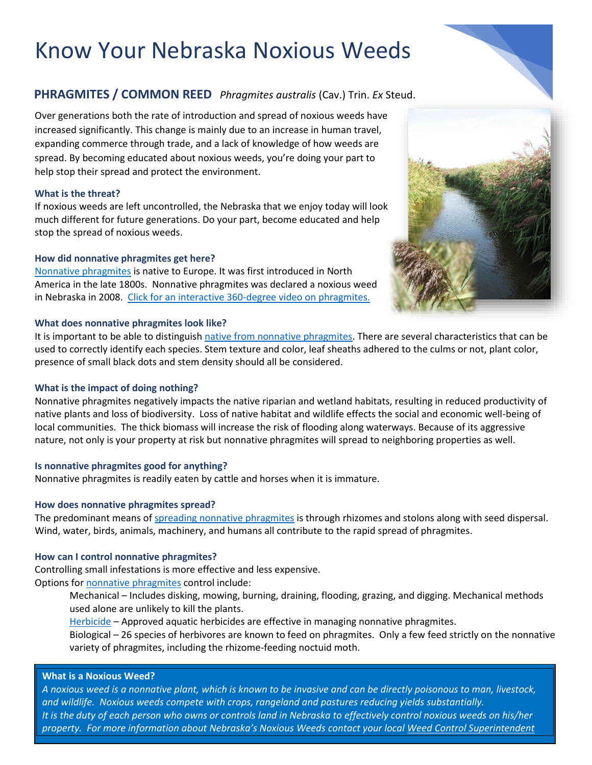# Know Your Nebraska Noxious Weeds

## PHRAGMITES / COMMON REED *Phragmites australis* (Cav.) Trin. *Ex* Steud.

Over generations both the rate of introduction and spread of noxious weeds have increased significantly. This change is mainly due to an increase in human travel, expanding commerce through trade, and a lack of knowledge of how weeds are spread. By becoming educated about noxious weeds, you're doing your part to help stop their spread and protect the environment.

### What is the threat?

If noxious weeds are left uncontrolled, the Nebraska that we enjoy today will look much different for future generations. Do your part, become educated and help stop the spread of noxious weeds.

### How did nonnative phragmites get here?

Nonnative phragmites is native to Europe. It was first introduced in North America in the late 1800s. Nonnative phragmites was declared a noxious weed in Nebraska in 2008. Click for an interactive 360-degree video on phragmites.

### What does nonnative phragmites look like?

It is important to be able to distinguish native from nonnative phragmites. There are several characteristics that can be used to correctly identify each species. Stem texture and color, leaf sheaths adhered to the culms or not, plant color, presence of small black dots and stem density should all be considered.

### What is the impact of doing nothing?

Nonnative phragmites negatively impacts the native riparian and wetland habitats, resulting in reduced productivity of native plants and loss of biodiversity. Loss of native habitat and wildlife effects the social and economic well-being of local communities. The thick biomass will increase the risk of flooding along waterways. Because of its aggressive nature, not only is your property at risk but nonnative phragmites will spread to neighboring properties as well.

### Is nonnative phragmites good for anything?

Nonnative phragmites is readily eaten by cattle and horses when it is immature.

### How does nonnative phragmites spread?

The predominant means of spreading nonnative phragmites is through rhizomes and stolons along with seed dispersal. Wind, water, birds, animals, machinery, and humans all contribute to the rapid spread of phragmites.

### How can I control nonnative phragmites?

Controlling small infestations is more effective and less expensive.

Options for nonnative phragmites control include:

- Mechanical – Includes disking, mowing, burning, draining, flooding, grazing, and digging. Mechanical methods used alone are unlikely to kill the plants.
- Herbicide – Approved aquatic herbicides are effective in managing nonnative phragmites.
- Biological – 26 species of herbivores are known to feed on phragmites. Only a few feed strictly on the nonnative variety of phragmites, including the rhizome-feeding noctuid moth.

**What is a Noxious Weed?**

*A noxious weed is a nonnative plant, which is known to be invasive and can be directly poisonous to man, livestock, and wildlife. Noxious weeds compete with crops, rangeland and pastures reducing yields substantially.*
*It is the duty of each person who owns or controls land in Nebraska to effectively control noxious weeds on his/her property. For more information about Nebraska's Noxious Weeds contact your local Weed Control Superintendent*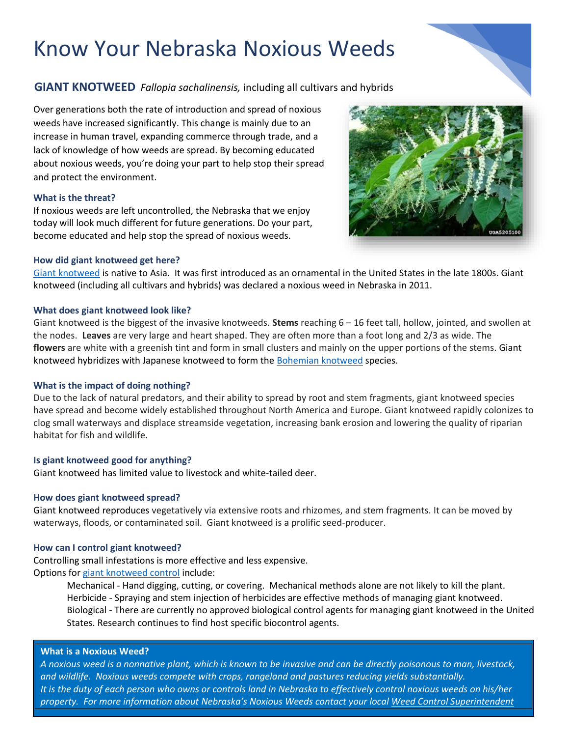# Know Your Nebraska Noxious Weeds

## GIANT KNOTWEED *Fallopia sachalinensis,* including all cultivars and hybrids

Over generations both the rate of introduction and spread of noxious weeds have increased significantly. This change is mainly due to an increase in human travel, expanding commerce through trade, and a lack of knowledge of how weeds are spread. By becoming educated about noxious weeds, you're doing your part to help stop their spread and protect the environment.

### What is the threat?

If noxious weeds are left uncontrolled, the Nebraska that we enjoy today will look much different for future generations. Do your part, become educated and help stop the spread of noxious weeds.

### How did giant knotweed get here?

Giant knotweed is native to Asia. It was first introduced as an ornamental in the United States in the late 1800s. Giant knotweed (including all cultivars and hybrids) was declared a noxious weed in Nebraska in 2011.

### What does giant knotweed look like?

Giant knotweed is the biggest of the invasive knotweeds. **Stems** reaching 6 – 16 feet tall, hollow, jointed, and swollen at the nodes. **Leaves** are very large and heart shaped. They are often more than a foot long and 2/3 as wide. The **flowers** are white with a greenish tint and form in small clusters and mainly on the upper portions of the stems. Giant knotweed hybridizes with Japanese knotweed to form the Bohemian knotweed species.

### What is the impact of doing nothing?

Due to the lack of natural predators, and their ability to spread by root and stem fragments, giant knotweed species have spread and become widely established throughout North America and Europe. Giant knotweed rapidly colonizes to clog small waterways and displace streamside vegetation, increasing bank erosion and lowering the quality of riparian habitat for fish and wildlife.

### Is giant knotweed good for anything?

Giant knotweed has limited value to livestock and white-tailed deer.

### How does giant knotweed spread?

Giant knotweed reproduces vegetatively via extensive roots and rhizomes, and stem fragments. It can be moved by waterways, floods, or contaminated soil. Giant knotweed is a prolific seed-producer.

### How can I control giant knotweed?

Controlling small infestations is more effective and less expensive.

Options for giant knotweed control include:

- Mechanical - Hand digging, cutting, or covering. Mechanical methods alone are not likely to kill the plant.
- Herbicide - Spraying and stem injection of herbicides are effective methods of managing giant knotweed.
- Biological - There are currently no approved biological control agents for managing giant knotweed in the United States. Research continues to find host specific biocontrol agents.

### What is a Noxious Weed?

*A noxious weed is a nonnative plant, which is known to be invasive and can be directly poisonous to man, livestock, and wildlife. Noxious weeds compete with crops, rangeland and pastures reducing yields substantially. It is the duty of each person who owns or controls land in Nebraska to effectively control noxious weeds on his/her property. For more information about Nebraska's Noxious Weeds contact your local Weed Control Superintendent*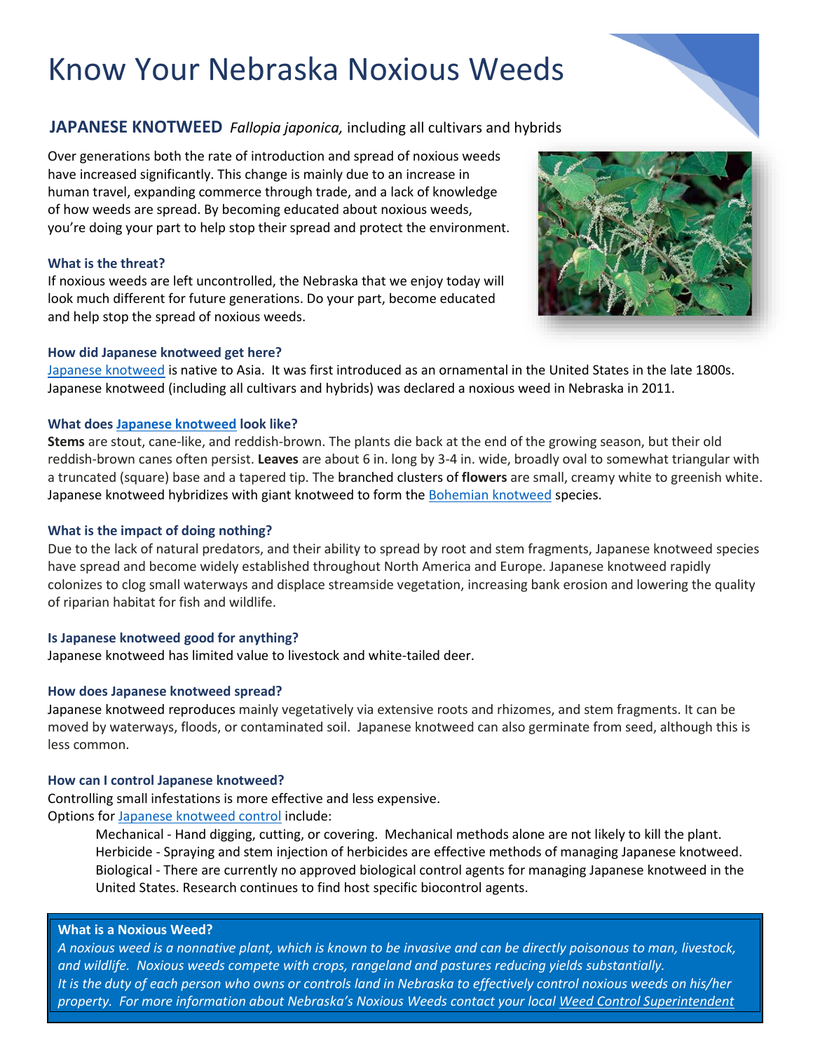# Know Your Nebraska Noxious Weeds

## JAPANESE KNOTWEED *Fallopia japonica,* including all cultivars and hybrids

Over generations both the rate of introduction and spread of noxious weeds have increased significantly. This change is mainly due to an increase in human travel, expanding commerce through trade, and a lack of knowledge of how weeds are spread. By becoming educated about noxious weeds, you're doing your part to help stop their spread and protect the environment.

### What is the threat?

If noxious weeds are left uncontrolled, the Nebraska that we enjoy today will look much different for future generations. Do your part, become educated and help stop the spread of noxious weeds.

### How did Japanese knotweed get here?

Japanese knotweed is native to Asia. It was first introduced as an ornamental in the United States in the late 1800s. Japanese knotweed (including all cultivars and hybrids) was declared a noxious weed in Nebraska in 2011.

### What does Japanese knotweed look like?

**Stems** are stout, cane-like, and reddish-brown. The plants die back at the end of the growing season, but their old reddish-brown canes often persist. **Leaves** are about 6 in. long by 3-4 in. wide, broadly oval to somewhat triangular with a truncated (square) base and a tapered tip. The branched clusters of **flowers** are small, creamy white to greenish white. Japanese knotweed hybridizes with giant knotweed to form the Bohemian knotweed species.

### What is the impact of doing nothing?

Due to the lack of natural predators, and their ability to spread by root and stem fragments, Japanese knotweed species have spread and become widely established throughout North America and Europe. Japanese knotweed rapidly colonizes to clog small waterways and displace streamside vegetation, increasing bank erosion and lowering the quality of riparian habitat for fish and wildlife.

### Is Japanese knotweed good for anything?

Japanese knotweed has limited value to livestock and white-tailed deer.

### How does Japanese knotweed spread?

Japanese knotweed reproduces mainly vegetatively via extensive roots and rhizomes, and stem fragments. It can be moved by waterways, floods, or contaminated soil. Japanese knotweed can also germinate from seed, although this is less common.

### How can I control Japanese knotweed?

Controlling small infestations is more effective and less expensive.

Options for Japanese knotweed control include:

- Mechanical - Hand digging, cutting, or covering. Mechanical methods alone are not likely to kill the plant.
- Herbicide - Spraying and stem injection of herbicides are effective methods of managing Japanese knotweed.
- Biological - There are currently no approved biological control agents for managing Japanese knotweed in the United States. Research continues to find host specific biocontrol agents.

### What is a Noxious Weed?

*A noxious weed is a nonnative plant, which is known to be invasive and can be directly poisonous to man, livestock, and wildlife. Noxious weeds compete with crops, rangeland and pastures reducing yields substantially.*

*It is the duty of each person who owns or controls land in Nebraska to effectively control noxious weeds on his/her property. For more information about Nebraska's Noxious Weeds contact your local Weed Control Superintendent*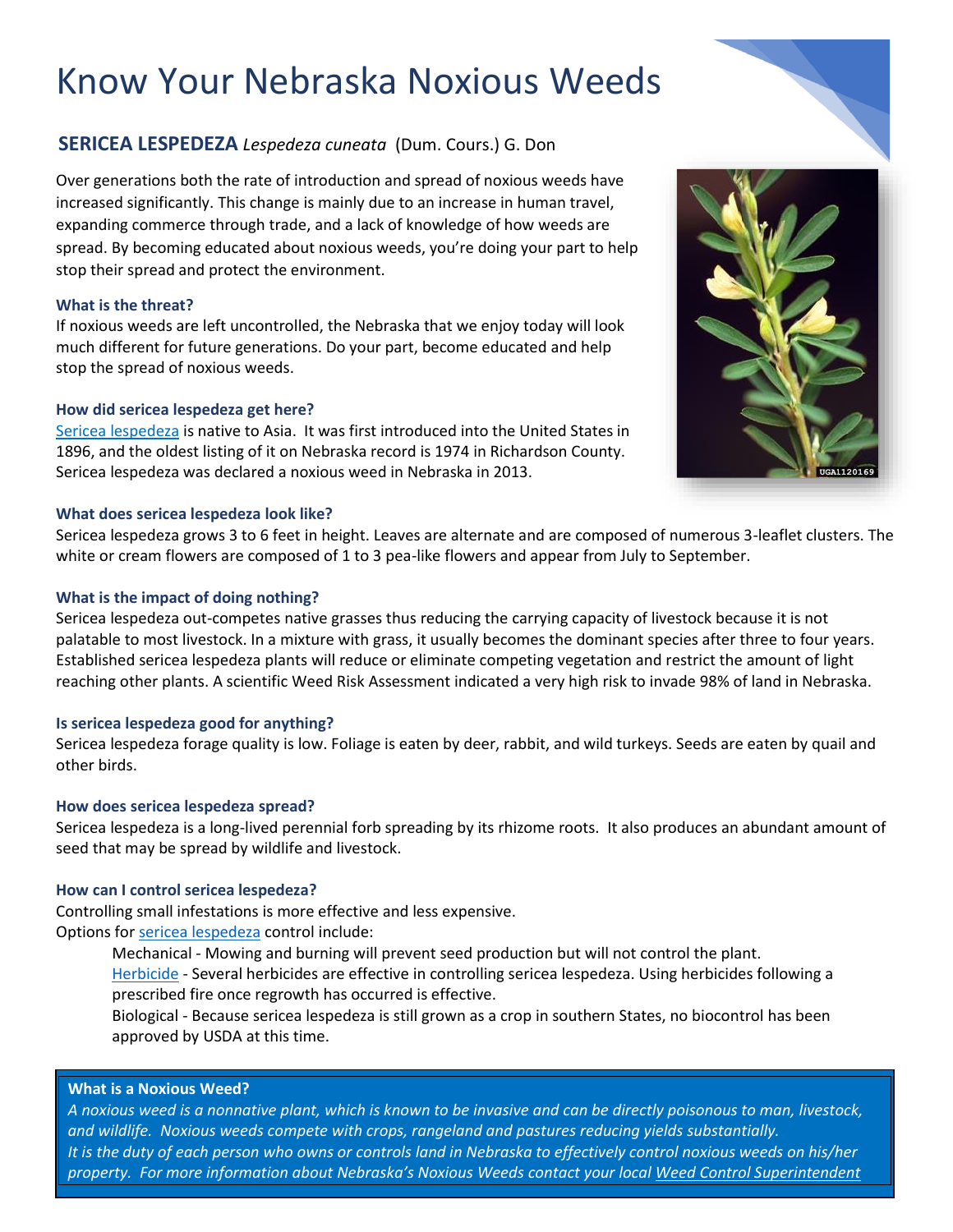# Know Your Nebraska Noxious Weeds

## SERICEA LESPEDEZA *Lespedeza cuneata* (Dum. Cours.) G. Don

Over generations both the rate of introduction and spread of noxious weeds have increased significantly. This change is mainly due to an increase in human travel, expanding commerce through trade, and a lack of knowledge of how weeds are spread. By becoming educated about noxious weeds, you're doing your part to help stop their spread and protect the environment.

### What is the threat?

If noxious weeds are left uncontrolled, the Nebraska that we enjoy today will look much different for future generations. Do your part, become educated and help stop the spread of noxious weeds.

### How did sericea lespedeza get here?

Sericea lespedeza is native to Asia. It was first introduced into the United States in 1896, and the oldest listing of it on Nebraska record is 1974 in Richardson County. Sericea lespedeza was declared a noxious weed in Nebraska in 2013.

### What does sericea lespedeza look like?

Sericea lespedeza grows 3 to 6 feet in height. Leaves are alternate and are composed of numerous 3-leaflet clusters. The white or cream flowers are composed of 1 to 3 pea-like flowers and appear from July to September.

### What is the impact of doing nothing?

Sericea lespedeza out-competes native grasses thus reducing the carrying capacity of livestock because it is not palatable to most livestock. In a mixture with grass, it usually becomes the dominant species after three to four years. Established sericea lespedeza plants will reduce or eliminate competing vegetation and restrict the amount of light reaching other plants. A scientific Weed Risk Assessment indicated a very high risk to invade 98% of land in Nebraska.

### Is sericea lespedeza good for anything?

Sericea lespedeza forage quality is low. Foliage is eaten by deer, rabbit, and wild turkeys. Seeds are eaten by quail and other birds.

### How does sericea lespedeza spread?

Sericea lespedeza is a long-lived perennial forb spreading by its rhizome roots. It also produces an abundant amount of seed that may be spread by wildlife and livestock.

### How can I control sericea lespedeza?

Controlling small infestations is more effective and less expensive.
Options for sericea lespedeza control include:

- Mechanical - Mowing and burning will prevent seed production but will not control the plant.
- Herbicide - Several herbicides are effective in controlling sericea lespedeza. Using herbicides following a prescribed fire once regrowth has occurred is effective.
- Biological - Because sericea lespedeza is still grown as a crop in southern States, no biocontrol has been approved by USDA at this time.

### What is a Noxious Weed?

*A noxious weed is a nonnative plant, which is known to be invasive and can be directly poisonous to man, livestock, and wildlife. Noxious weeds compete with crops, rangeland and pastures reducing yields substantially.*
*It is the duty of each person who owns or controls land in Nebraska to effectively control noxious weeds on his/her property. For more information about Nebraska's Noxious Weeds contact your local Weed Control Superintendent*